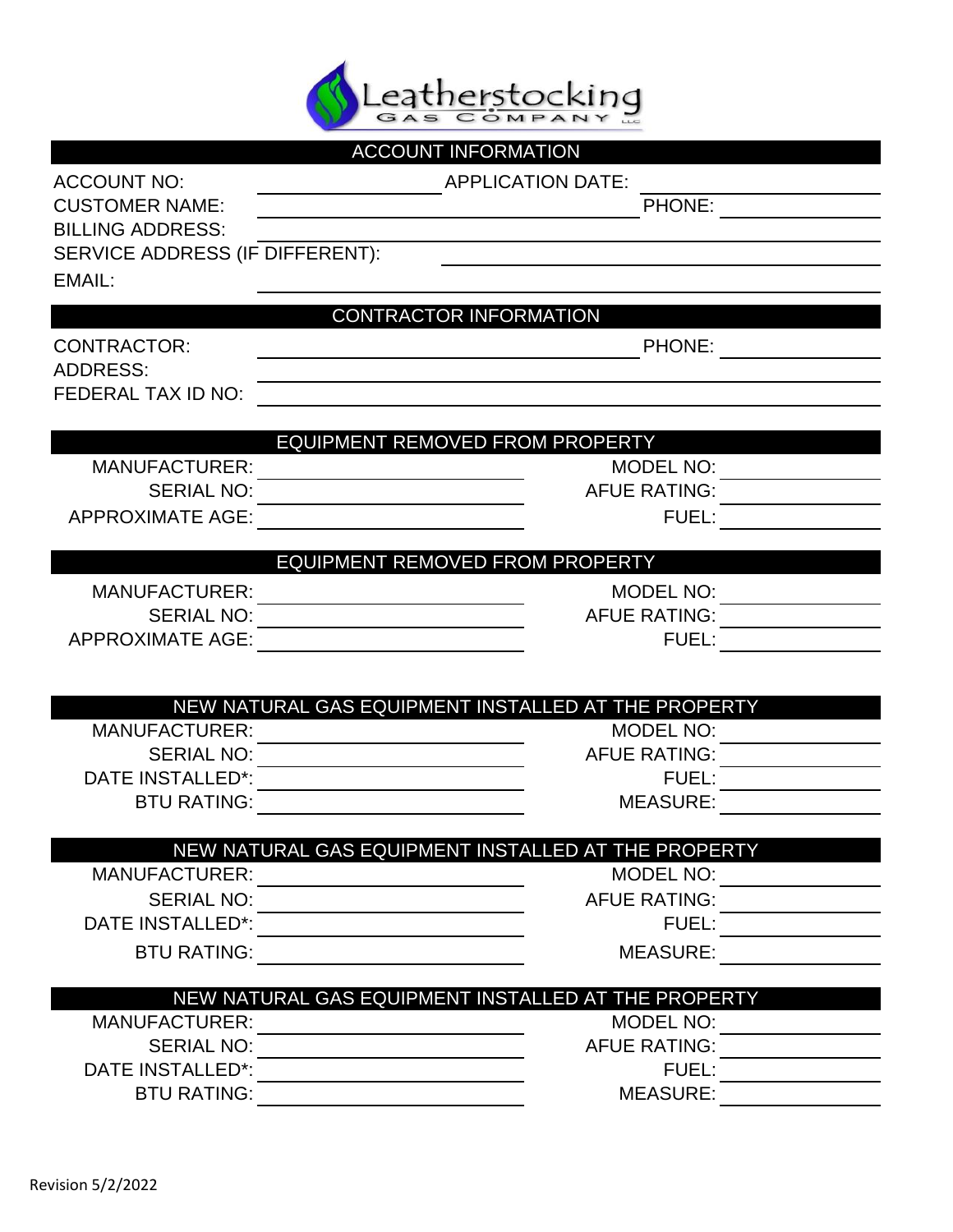# Leatherstocking Gas Company LLC

## ACCOUNT INFORMATION

ACCOUNT NO: \_\_\_\_\_\_\_\_\_\_\_\_\_\_\_\_\_\_ APPLICATION DATE: \_\_\_\_\_\_\_\_\_\_\_\_\_\_\_\_\_\_

CUSTOMER NAME: \_\_\_\_\_\_\_\_\_\_\_\_\_\_\_\_\_\_\_\_\_\_\_\_\_\_\_\_\_\_\_\_\_\_\_\_ PHONE: \_\_\_\_\_\_\_\_\_\_\_\_\_\_\_\_

BILLING ADDRESS: \_\_\_\_\_\_\_\_\_\_\_\_\_\_\_\_\_\_\_\_\_\_\_\_\_\_\_\_\_\_\_\_\_\_\_\_\_\_\_\_\_\_\_\_\_\_\_\_\_\_\_\_

SERVICE ADDRESS (IF DIFFERENT): \_\_\_\_\_\_\_\_\_\_\_\_\_\_\_\_\_\_\_\_\_\_\_\_\_\_\_\_\_\_\_\_\_\_\_\_\_\_\_\_

EMAIL: \_\_\_\_\_\_\_\_\_\_\_\_\_\_\_\_\_\_\_\_\_\_\_\_\_\_\_\_\_\_\_\_\_\_\_\_\_\_\_\_\_\_\_\_\_\_\_\_\_\_\_\_\_\_\_\_\_\_\_\_

## CONTRACTOR INFORMATION

CONTRACTOR: \_\_\_\_\_\_\_\_\_\_\_\_\_\_\_\_\_\_\_\_\_\_\_\_\_\_\_\_\_\_\_\_\_\_\_\_ PHONE: \_\_\_\_\_\_\_\_\_\_\_\_\_\_\_\_

ADDRESS: \_\_\_\_\_\_\_\_\_\_\_\_\_\_\_\_\_\_\_\_\_\_\_\_\_\_\_\_\_\_\_\_\_\_\_\_\_\_\_\_\_\_\_\_\_\_\_\_\_\_\_\_\_\_\_\_\_\_\_\_

FEDERAL TAX ID NO: \_\_\_\_\_\_\_\_\_\_\_\_\_\_\_\_\_\_\_\_\_\_\_\_\_\_\_\_\_\_\_\_\_\_\_\_\_\_\_\_\_\_\_\_\_\_\_\_\_\_

## EQUIPMENT REMOVED FROM PROPERTY

MANUFACTURER: \_\_\_\_\_\_\_\_\_\_\_\_\_\_\_\_\_\_\_\_\_\_\_\_ MODEL NO: \_\_\_\_\_\_\_\_\_\_\_\_\_\_\_\_

SERIAL NO: \_\_\_\_\_\_\_\_\_\_\_\_\_\_\_\_\_\_\_\_\_\_\_\_ AFUE RATING: \_\_\_\_\_\_\_\_\_\_\_\_\_\_\_\_

APPROXIMATE AGE: \_\_\_\_\_\_\_\_\_\_\_\_\_\_\_\_\_\_\_\_\_\_\_\_ FUEL: \_\_\_\_\_\_\_\_\_\_\_\_\_\_\_\_

## EQUIPMENT REMOVED FROM PROPERTY

MANUFACTURER: \_\_\_\_\_\_\_\_\_\_\_\_\_\_\_\_\_\_\_\_\_\_\_\_ MODEL NO: \_\_\_\_\_\_\_\_\_\_\_\_\_\_\_\_

SERIAL NO: \_\_\_\_\_\_\_\_\_\_\_\_\_\_\_\_\_\_\_\_\_\_\_\_ AFUE RATING: \_\_\_\_\_\_\_\_\_\_\_\_\_\_\_\_

APPROXIMATE AGE: \_\_\_\_\_\_\_\_\_\_\_\_\_\_\_\_\_\_\_\_\_\_\_\_ FUEL: \_\_\_\_\_\_\_\_\_\_\_\_\_\_\_\_

## NEW NATURAL GAS EQUIPMENT INSTALLED AT THE PROPERTY

MANUFACTURER: \_\_\_\_\_\_\_\_\_\_\_\_\_\_\_\_\_\_\_\_\_\_\_\_ MODEL NO: \_\_\_\_\_\_\_\_\_\_\_\_\_\_\_\_

SERIAL NO: \_\_\_\_\_\_\_\_\_\_\_\_\_\_\_\_\_\_\_\_\_\_\_\_ AFUE RATING: \_\_\_\_\_\_\_\_\_\_\_\_\_\_\_\_

DATE INSTALLED*: \_\_\_\_\_\_\_\_\_\_\_\_\_\_\_\_\_\_\_\_\_\_\_\_ FUEL: \_\_\_\_\_\_\_\_\_\_\_\_\_\_\_\_

BTU RATING: \_\_\_\_\_\_\_\_\_\_\_\_\_\_\_\_\_\_\_\_\_\_\_\_ MEASURE: \_\_\_\_\_\_\_\_\_\_\_\_\_\_\_\_

## NEW NATURAL GAS EQUIPMENT INSTALLED AT THE PROPERTY

MANUFACTURER: \_\_\_\_\_\_\_\_\_\_\_\_\_\_\_\_\_\_\_\_\_\_\_\_ MODEL NO: \_\_\_\_\_\_\_\_\_\_\_\_\_\_\_\_

SERIAL NO: \_\_\_\_\_\_\_\_\_\_\_\_\_\_\_\_\_\_\_\_\_\_\_\_ AFUE RATING: \_\_\_\_\_\_\_\_\_\_\_\_\_\_\_\_

DATE INSTALLED*: \_\_\_\_\_\_\_\_\_\_\_\_\_\_\_\_\_\_\_\_\_\_\_\_ FUEL: \_\_\_\_\_\_\_\_\_\_\_\_\_\_\_\_

BTU RATING: \_\_\_\_\_\_\_\_\_\_\_\_\_\_\_\_\_\_\_\_\_\_\_\_ MEASURE: \_\_\_\_\_\_\_\_\_\_\_\_\_\_\_\_

## NEW NATURAL GAS EQUIPMENT INSTALLED AT THE PROPERTY

MANUFACTURER: \_\_\_\_\_\_\_\_\_\_\_\_\_\_\_\_\_\_\_\_\_\_\_\_ MODEL NO: \_\_\_\_\_\_\_\_\_\_\_\_\_\_\_\_

SERIAL NO: \_\_\_\_\_\_\_\_\_\_\_\_\_\_\_\_\_\_\_\_\_\_\_\_ AFUE RATING: \_\_\_\_\_\_\_\_\_\_\_\_\_\_\_\_

DATE INSTALLED*: \_\_\_\_\_\_\_\_\_\_\_\_\_\_\_\_\_\_\_\_\_\_\_\_ FUEL: \_\_\_\_\_\_\_\_\_\_\_\_\_\_\_\_

BTU RATING: \_\_\_\_\_\_\_\_\_\_\_\_\_\_\_\_\_\_\_\_\_\_\_\_ MEASURE: \_\_\_\_\_\_\_\_\_\_\_\_\_\_\_\_

Revision 5/2/2022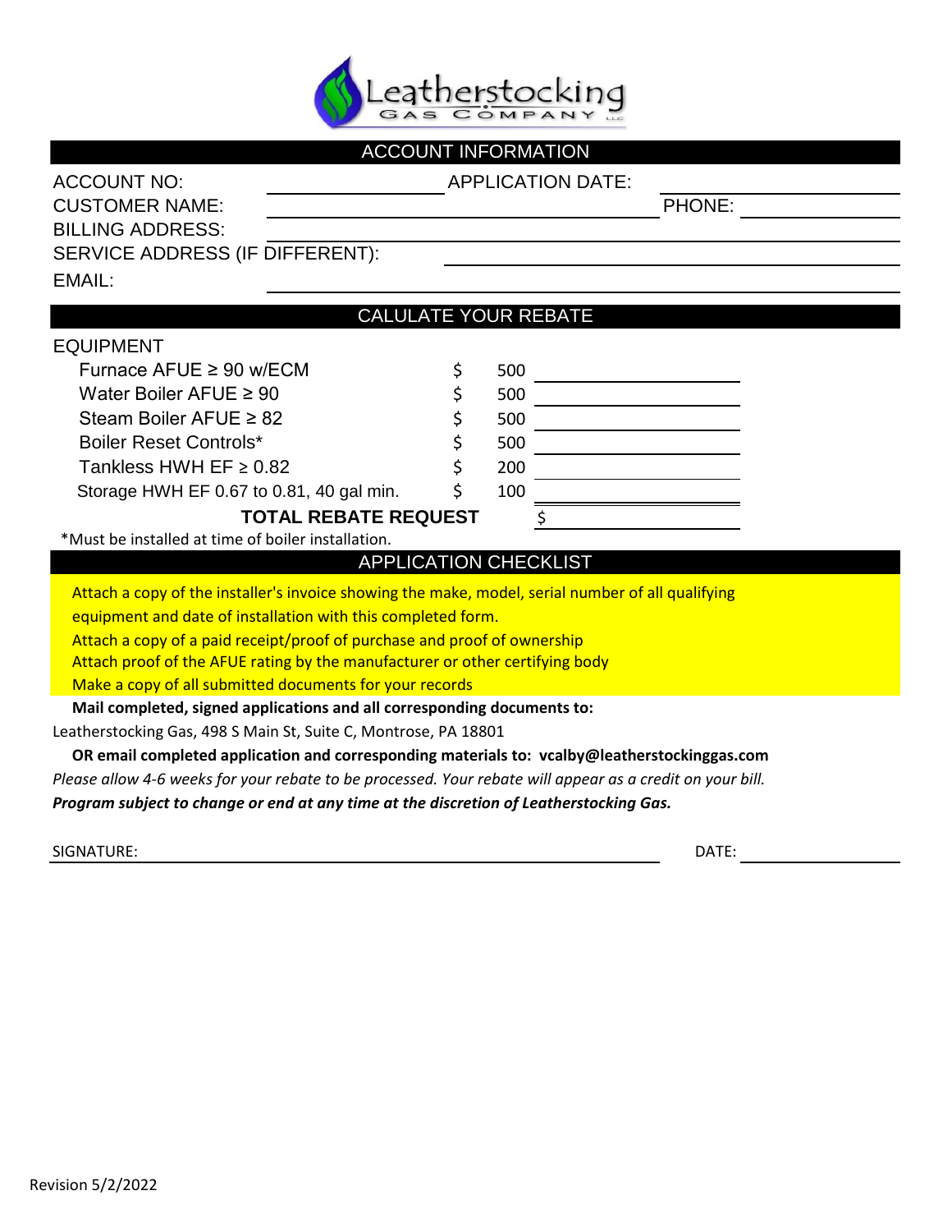Leatherstocking Gas Company LLC

## ACCOUNT INFORMATION

ACCOUNT NO: ____________________ APPLICATION DATE: ____________________

CUSTOMER NAME: ____________________ PHONE: ____________________

BILLING ADDRESS: ____________________

SERVICE ADDRESS (IF DIFFERENT): ____________________

EMAIL: ____________________

## CALULATE YOUR REBATE

EQUIPMENT

| | | |
|---|---|---|
| Furnace AFUE ≥ 90 w/ECM | $ 500 | ____________ |
| Water Boiler AFUE ≥ 90 | $ 500 | ____________ |
| Steam Boiler AFUE ≥ 82 | $ 500 | ____________ |
| Boiler Reset Controls* | $ 500 | ____________ |
| Tankless HWH EF ≥ 0.82 | $ 200 | ____________ |
| Storage HWH EF 0.67 to 0.81, 40 gal min. | $ 100 | ____________ |
| **TOTAL REBATE REQUEST** | | $ ____________ |

*Must be installed at time of boiler installation.

## APPLICATION CHECKLIST

Attach a copy of the installer's invoice showing the make, model, serial number of all qualifying equipment and date of installation with this completed form.

Attach a copy of a paid receipt/proof of purchase and proof of ownership

Attach proof of the AFUE rating by the manufacturer or other certifying body

Make a copy of all submitted documents for your records

**Mail completed, signed applications and all corresponding documents to:**

Leatherstocking Gas, 498 S Main St, Suite C, Montrose, PA 18801

**OR email completed application and corresponding materials to: vcalby@leatherstockinggas.com**

*Please allow 4-6 weeks for your rebate to be processed. Your rebate will appear as a credit on your bill.*

***Program subject to change or end at any time at the discretion of Leatherstocking Gas.***

SIGNATURE: ____________________ DATE: ____________________

Revision 5/2/2022